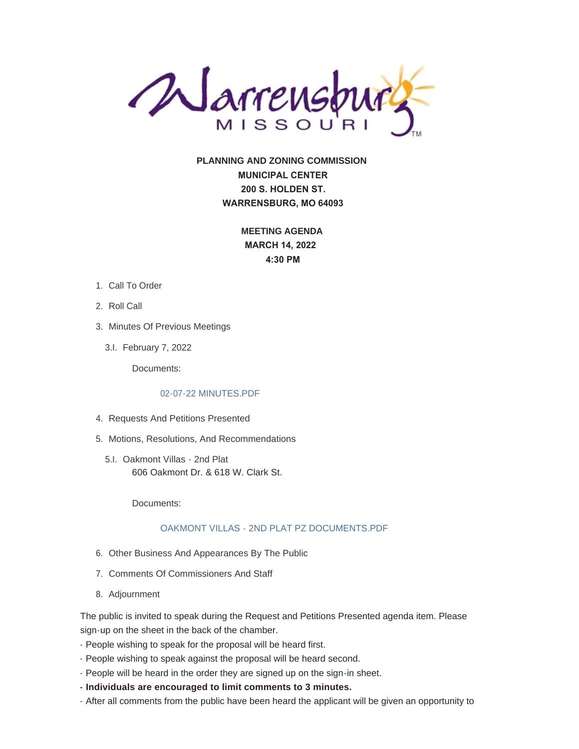**PLANNING AND ZONING COMMISSION**
**MUNICIPAL CENTER**
**200 S. HOLDEN ST.**
**WARRENSBURG, MO 64093**

**MEETING AGENDA**
**MARCH 14, 2022**
**4:30 PM**

1. Call To Order
2. Roll Call
3. Minutes Of Previous Meetings
   - 3.I. February 7, 2022

     Documents:

     02-07-22 MINUTES.PDF
4. Requests And Petitions Presented
5. Motions, Resolutions, And Recommendations
   - 5.I. Oakmont Villas - 2nd Plat
     606 Oakmont Dr. & 618 W. Clark St.

     Documents:

     OAKMONT VILLAS - 2ND PLAT PZ DOCUMENTS.PDF
6. Other Business And Appearances By The Public
7. Comments Of Commissioners And Staff
8. Adjournment

The public is invited to speak during the Request and Petitions Presented agenda item. Please sign-up on the sheet in the back of the chamber.

- People wishing to speak for the proposal will be heard first.
- People wishing to speak against the proposal will be heard second.
- People will be heard in the order they are signed up on the sign-in sheet.
- **Individuals are encouraged to limit comments to 3 minutes.**
- After all comments from the public have been heard the applicant will be given an opportunity to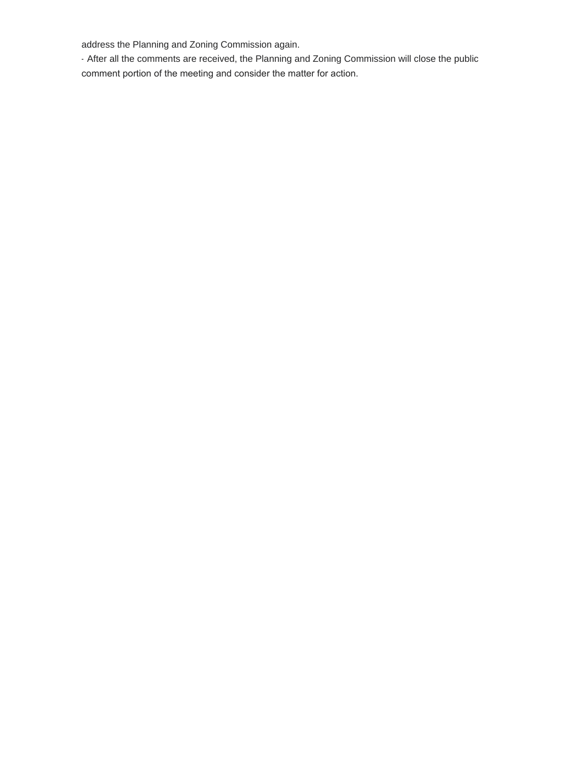address the Planning and Zoning Commission again.

- After all the comments are received, the Planning and Zoning Commission will close the public comment portion of the meeting and consider the matter for action.